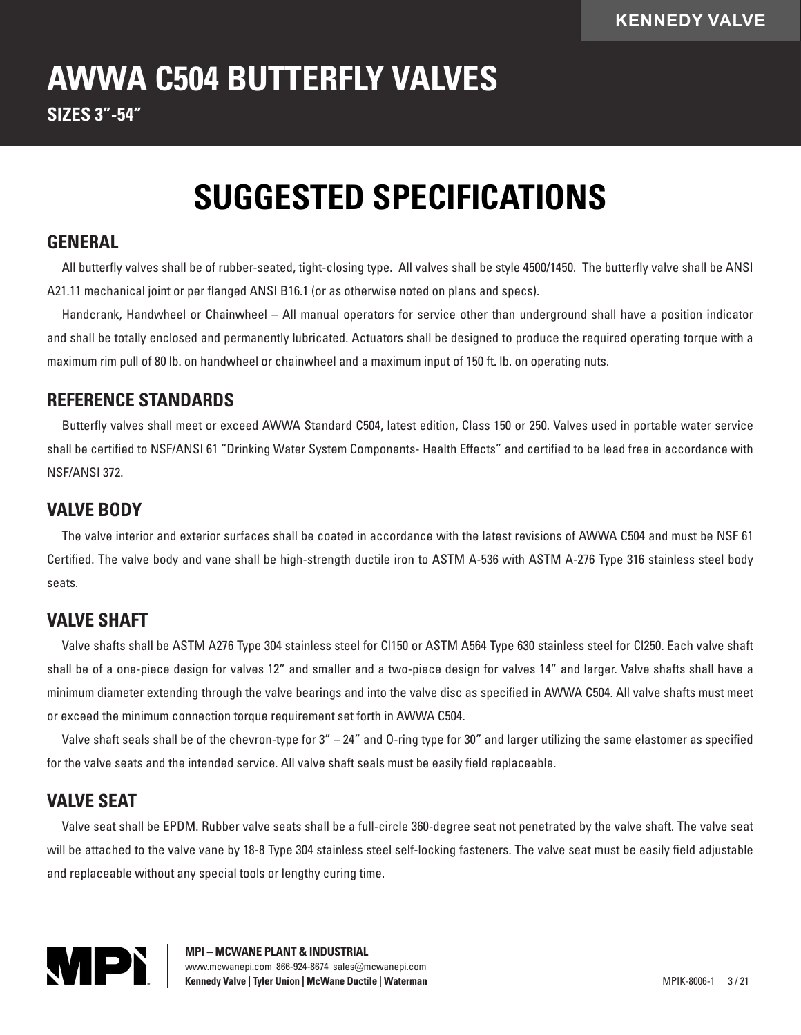# AWWA C504 BUTTERFLY VALVES

**SIZES 3"-54"**

## SUGGESTED SPECIFICATIONS

### GENERAL

All butterfly valves shall be of rubber-seated, tight-closing type. All valves shall be style 4500/1450. The butterfly valve shall be ANSI A21.11 mechanical joint or per flanged ANSI B16.1 (or as otherwise noted on plans and specs).

Handcrank, Handwheel or Chainwheel – All manual operators for service other than underground shall have a position indicator and shall be totally enclosed and permanently lubricated. Actuators shall be designed to produce the required operating torque with a maximum rim pull of 80 lb. on handwheel or chainwheel and a maximum input of 150 ft. lb. on operating nuts.

### REFERENCE STANDARDS

Butterfly valves shall meet or exceed AWWA Standard C504, latest edition, Class 150 or 250. Valves used in portable water service shall be certified to NSF/ANSI 61 "Drinking Water System Components- Health Effects" and certified to be lead free in accordance with NSF/ANSI 372.

### VALVE BODY

The valve interior and exterior surfaces shall be coated in accordance with the latest revisions of AWWA C504 and must be NSF 61 Certified. The valve body and vane shall be high-strength ductile iron to ASTM A-536 with ASTM A-276 Type 316 stainless steel body seats.

### VALVE SHAFT

Valve shafts shall be ASTM A276 Type 304 stainless steel for Cl150 or ASTM A564 Type 630 stainless steel for Cl250. Each valve shaft shall be of a one-piece design for valves 12" and smaller and a two-piece design for valves 14" and larger. Valve shafts shall have a minimum diameter extending through the valve bearings and into the valve disc as specified in AWWA C504. All valve shafts must meet or exceed the minimum connection torque requirement set forth in AWWA C504.

Valve shaft seals shall be of the chevron-type for 3" – 24" and O-ring type for 30" and larger utilizing the same elastomer as specified for the valve seats and the intended service. All valve shaft seals must be easily field replaceable.

### VALVE SEAT

Valve seat shall be EPDM. Rubber valve seats shall be a full-circle 360-degree seat not penetrated by the valve shaft. The valve seat will be attached to the valve vane by 18-8 Type 304 stainless steel self-locking fasteners. The valve seat must be easily field adjustable and replaceable without any special tools or lengthy curing time.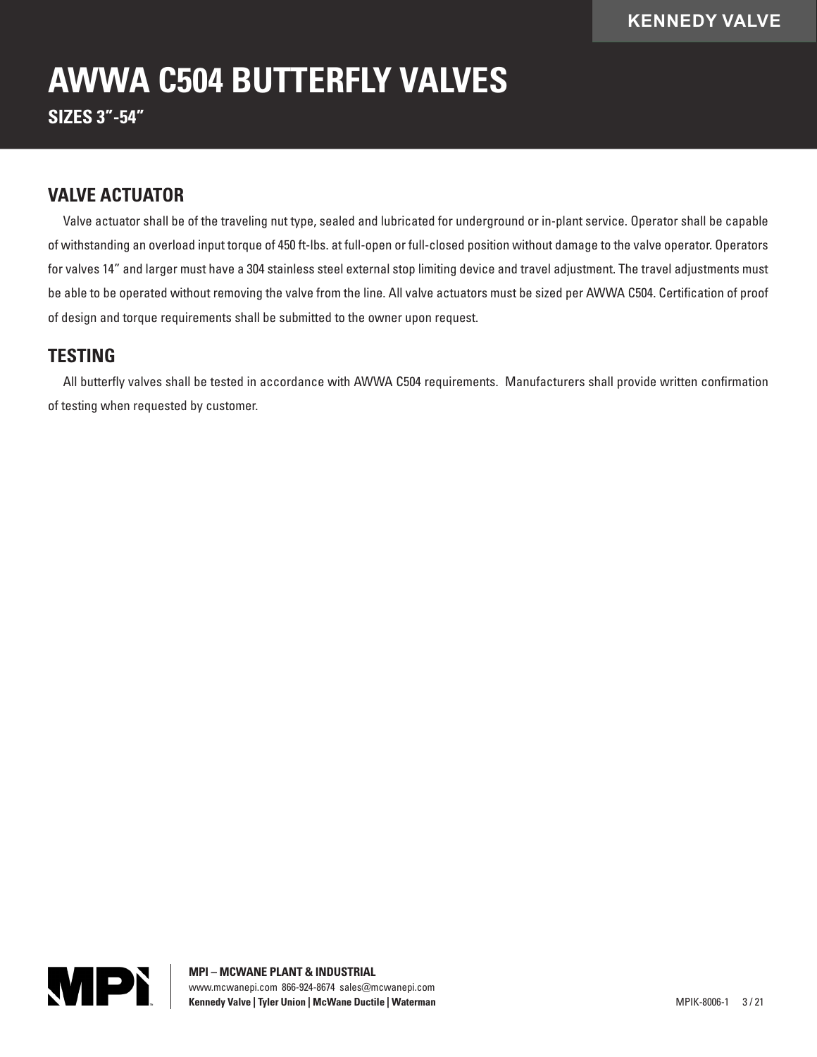## VALVE ACTUATOR

Valve actuator shall be of the traveling nut type, sealed and lubricated for underground or in-plant service. Operator shall be capable of withstanding an overload input torque of 450 ft-lbs. at full-open or full-closed position without damage to the valve operator. Operators for valves 14" and larger must have a 304 stainless steel external stop limiting device and travel adjustment. The travel adjustments must be able to be operated without removing the valve from the line. All valve actuators must be sized per AWWA C504. Certification of proof of design and torque requirements shall be submitted to the owner upon request.

## TESTING

All butterfly valves shall be tested in accordance with AWWA C504 requirements. Manufacturers shall provide written confirmation of testing when requested by customer.